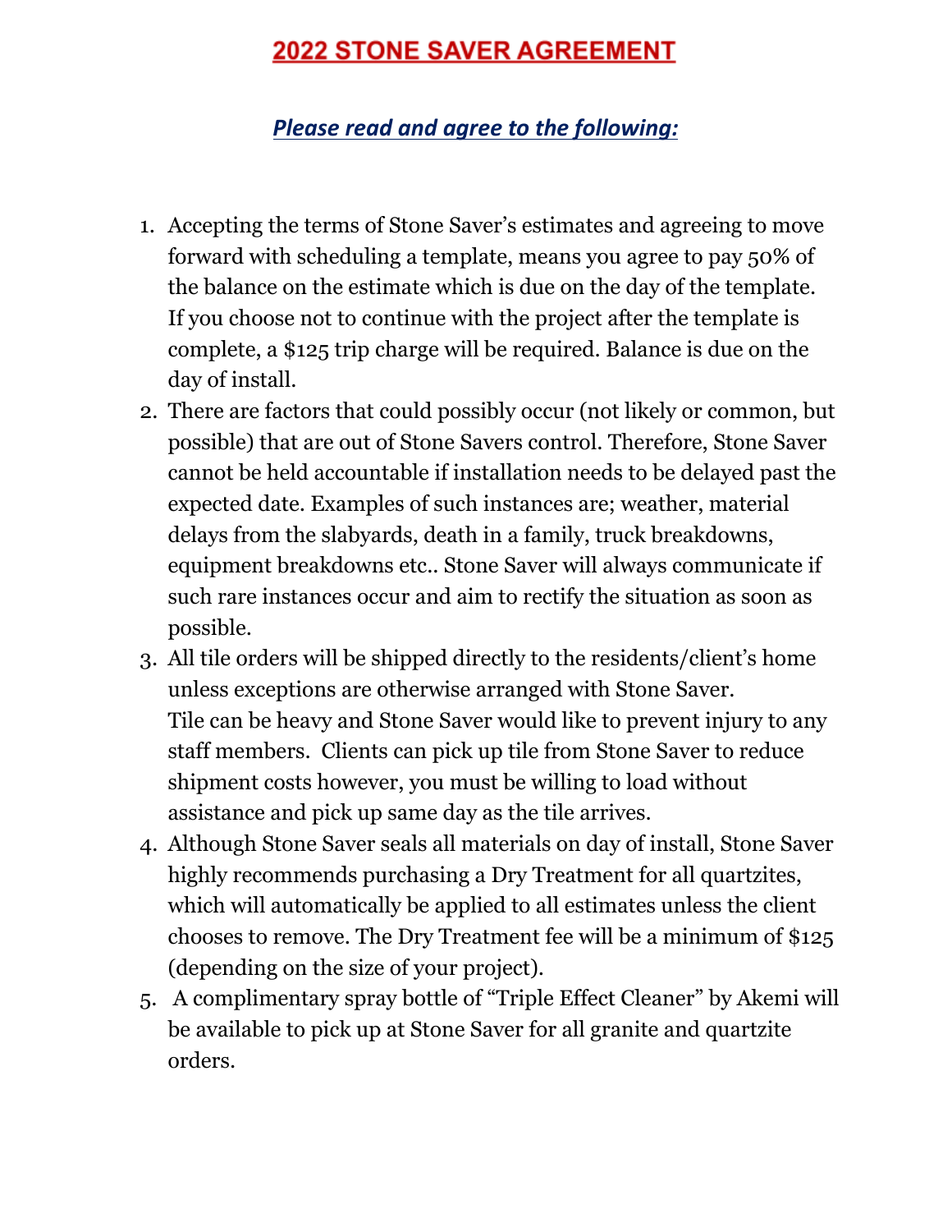# 2022 STONE SAVER AGREEMENT

## *Please read and agree to the following:*

1. Accepting the terms of Stone Saver's estimates and agreeing to move forward with scheduling a template, means you agree to pay 50% of the balance on the estimate which is due on the day of the template. If you choose not to continue with the project after the template is complete, a $125 trip charge will be required. Balance is due on the day of install.
2. There are factors that could possibly occur (not likely or common, but possible) that are out of Stone Savers control. Therefore, Stone Saver cannot be held accountable if installation needs to be delayed past the expected date. Examples of such instances are; weather, material delays from the slabyards, death in a family, truck breakdowns, equipment breakdowns etc.. Stone Saver will always communicate if such rare instances occur and aim to rectify the situation as soon as possible.
3. All tile orders will be shipped directly to the residents/client's home unless exceptions are otherwise arranged with Stone Saver. Tile can be heavy and Stone Saver would like to prevent injury to any staff members. Clients can pick up tile from Stone Saver to reduce shipment costs however, you must be willing to load without assistance and pick up same day as the tile arrives.
4. Although Stone Saver seals all materials on day of install, Stone Saver highly recommends purchasing a Dry Treatment for all quartzites, which will automatically be applied to all estimates unless the client chooses to remove. The Dry Treatment fee will be a minimum of $125 (depending on the size of your project).
5. A complimentary spray bottle of "Triple Effect Cleaner" by Akemi will be available to pick up at Stone Saver for all granite and quartzite orders.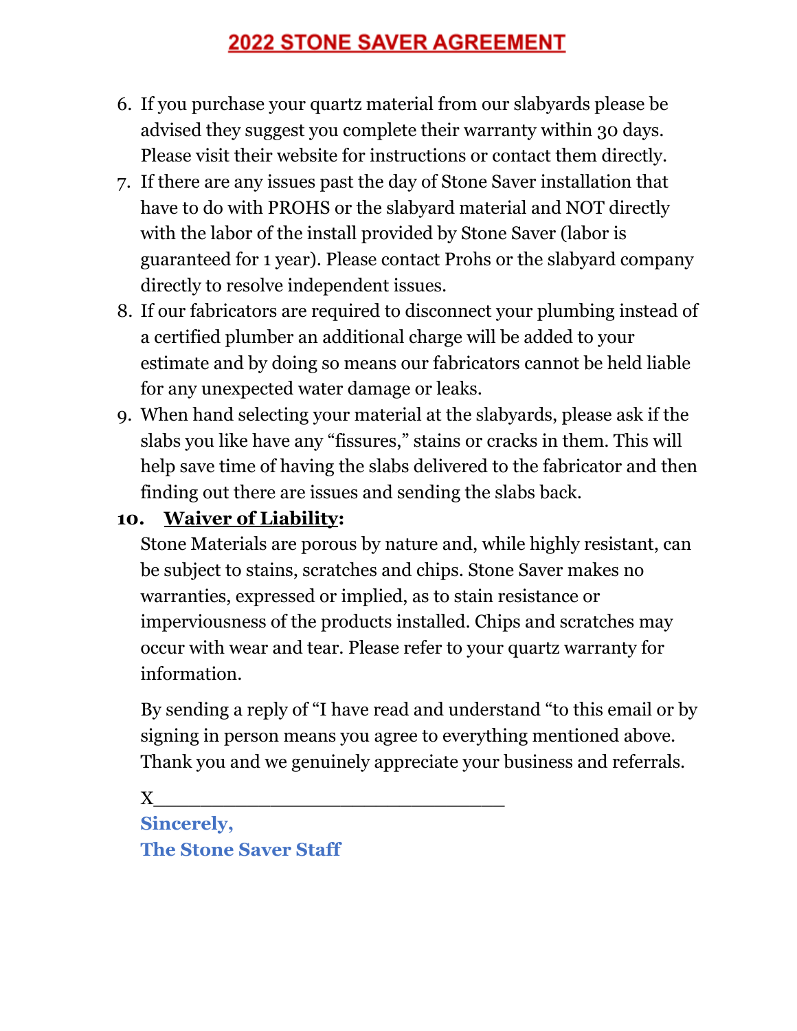# 2022 STONE SAVER AGREEMENT

6. If you purchase your quartz material from our slabyards please be advised they suggest you complete their warranty within 30 days. Please visit their website for instructions or contact them directly.
7. If there are any issues past the day of Stone Saver installation that have to do with PROHS or the slabyard material and NOT directly with the labor of the install provided by Stone Saver (labor is guaranteed for 1 year). Please contact Prohs or the slabyard company directly to resolve independent issues.
8. If our fabricators are required to disconnect your plumbing instead of a certified plumber an additional charge will be added to your estimate and by doing so means our fabricators cannot be held liable for any unexpected water damage or leaks.
9. When hand selecting your material at the slabyards, please ask if the slabs you like have any "fissures," stains or cracks in them. This will help save time of having the slabs delivered to the fabricator and then finding out there are issues and sending the slabs back.
10. **Waiver of Liability:**
    Stone Materials are porous by nature and, while highly resistant, can be subject to stains, scratches and chips. Stone Saver makes no warranties, expressed or implied, as to stain resistance or imperviousness of the products installed. Chips and scratches may occur with wear and tear. Please refer to your quartz warranty for information.

    By sending a reply of "I have read and understand "to this email or by signing in person means you agree to everything mentioned above. Thank you and we genuinely appreciate your business and referrals.

    X______________________________

    **Sincerely,**
    **The Stone Saver Staff**